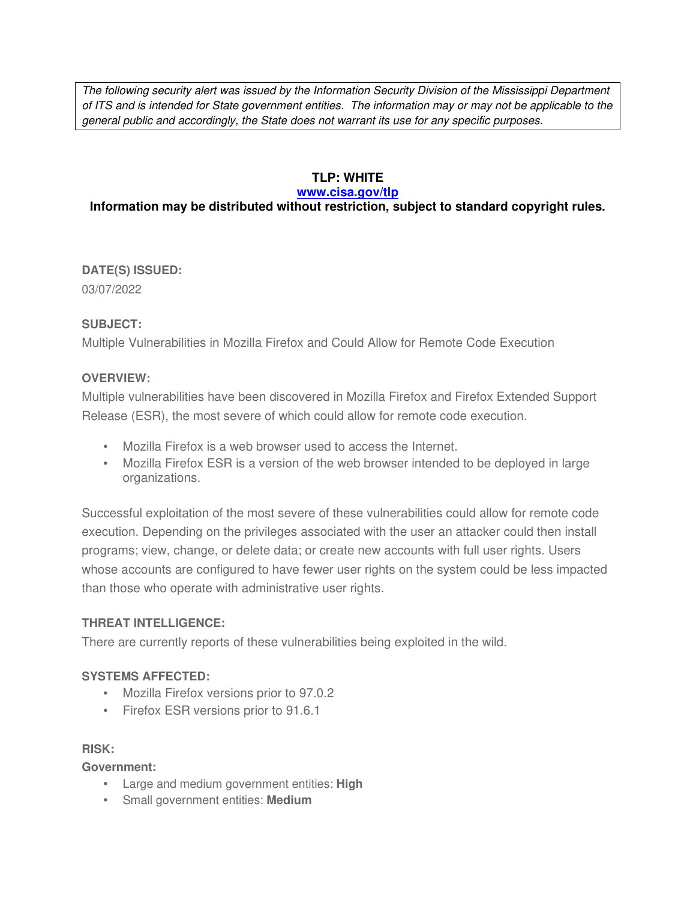*The following security alert was issued by the Information Security Division of the Mississippi Department of ITS and is intended for State government entities. The information may or may not be applicable to the general public and accordingly, the State does not warrant its use for any specific purposes.*

**TLP: WHITE**

**[www.cisa.gov/tlp](http://www.cisa.gov/tlp)**

**Information may be distributed without restriction, subject to standard copyright rules.**

**DATE(S) ISSUED:**

03/07/2022

**SUBJECT:**

Multiple Vulnerabilities in Mozilla Firefox and Could Allow for Remote Code Execution

**OVERVIEW:**

Multiple vulnerabilities have been discovered in Mozilla Firefox and Firefox Extended Support Release (ESR), the most severe of which could allow for remote code execution.

- Mozilla Firefox is a web browser used to access the Internet.
- Mozilla Firefox ESR is a version of the web browser intended to be deployed in large organizations.

Successful exploitation of the most severe of these vulnerabilities could allow for remote code execution. Depending on the privileges associated with the user an attacker could then install programs; view, change, or delete data; or create new accounts with full user rights. Users whose accounts are configured to have fewer user rights on the system could be less impacted than those who operate with administrative user rights.

**THREAT INTELLIGENCE:**

There are currently reports of these vulnerabilities being exploited in the wild.

**SYSTEMS AFFECTED:**

- Mozilla Firefox versions prior to 97.0.2
- Firefox ESR versions prior to 91.6.1

**RISK:**

**Government:**

- Large and medium government entities: **High**
- Small government entities: **Medium**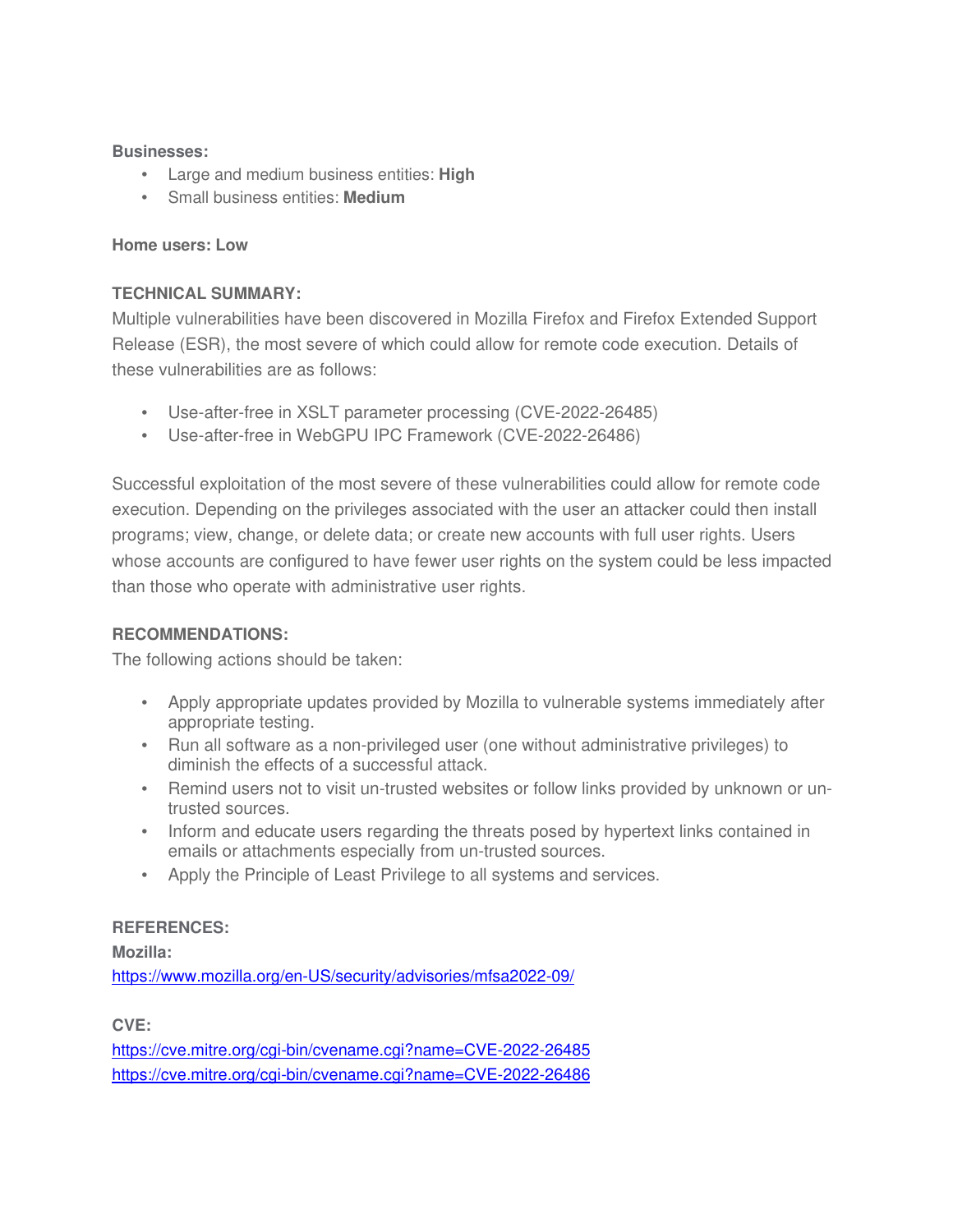**Businesses:**

- Large and medium business entities: **High**
- Small business entities: **Medium**

**Home users: Low**

**TECHNICAL SUMMARY:**

Multiple vulnerabilities have been discovered in Mozilla Firefox and Firefox Extended Support Release (ESR), the most severe of which could allow for remote code execution. Details of these vulnerabilities are as follows:

- Use-after-free in XSLT parameter processing (CVE-2022-26485)
- Use-after-free in WebGPU IPC Framework (CVE-2022-26486)

Successful exploitation of the most severe of these vulnerabilities could allow for remote code execution. Depending on the privileges associated with the user an attacker could then install programs; view, change, or delete data; or create new accounts with full user rights. Users whose accounts are configured to have fewer user rights on the system could be less impacted than those who operate with administrative user rights.

**RECOMMENDATIONS:**

The following actions should be taken:

- Apply appropriate updates provided by Mozilla to vulnerable systems immediately after appropriate testing.
- Run all software as a non-privileged user (one without administrative privileges) to diminish the effects of a successful attack.
- Remind users not to visit un-trusted websites or follow links provided by unknown or un-trusted sources.
- Inform and educate users regarding the threats posed by hypertext links contained in emails or attachments especially from un-trusted sources.
- Apply the Principle of Least Privilege to all systems and services.

**REFERENCES:**

**Mozilla:**

https://www.mozilla.org/en-US/security/advisories/mfsa2022-09/

**CVE:**

https://cve.mitre.org/cgi-bin/cvename.cgi?name=CVE-2022-26485
https://cve.mitre.org/cgi-bin/cvename.cgi?name=CVE-2022-26486